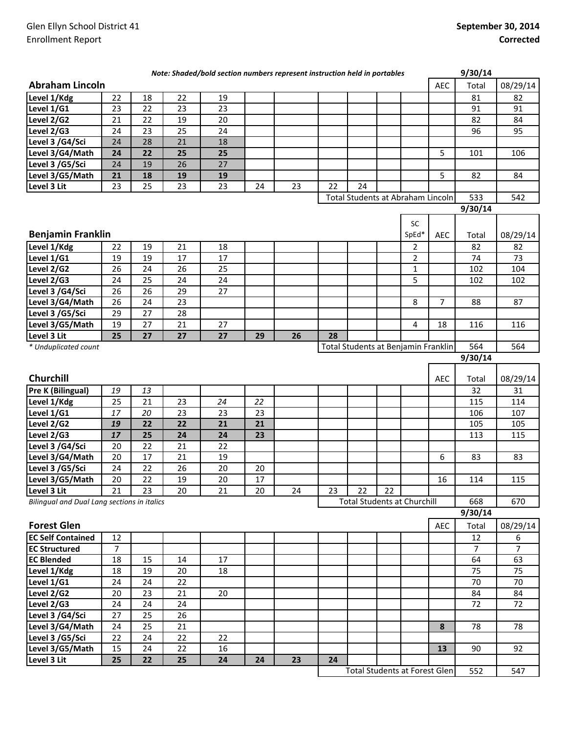Glen Ellyn School District 41
Enrollment Report

**September 30, 2014**
**Corrected**

***Note: Shaded/bold section numbers represent instruction held in portables***

## Abraham Lincoln

| | | | | | | | | | | | AEC | 9/30/14 Total | 08/29/14 |
|---|---|---|---|---|---|---|---|---|---|---|---|---|---|
| Level 1/Kdg | 22 | 18 | 22 | 19 | | | | | | | | 81 | 82 |
| Level 1/G1 | 23 | 22 | 23 | 23 | | | | | | | | 91 | 91 |
| Level 2/G2 | 21 | 22 | 19 | 20 | | | | | | | | 82 | 84 |
| Level 2/G3 | 24 | 23 | 25 | 24 | | | | | | | | 96 | 95 |
| Level 3 /G4/Sci | 24 | 28 | 21 | 18 | | | | | | | | | |
| Level 3/G4/Math | **24** | **22** | **25** | **25** | | | | | | | 5 | 101 | 106 |
| Level 3 /G5/Sci | 24 | 19 | 26 | 27 | | | | | | | | | |
| Level 3/G5/Math | **21** | **18** | **19** | **19** | | | | | | | 5 | 82 | 84 |
| Level 3 Lit | 23 | 25 | 23 | 23 | 24 | 23 | 22 | 24 | | | | | |
| | | | | | | | Total Students at Abraham Lincoln | | | | | 533 | 542 |

## Benjamin Franklin

| | | | | | | | | | | SC SpEd* | AEC | 9/30/14 Total | 08/29/14 |
|---|---|---|---|---|---|---|---|---|---|---|---|---|---|
| Level 1/Kdg | 22 | 19 | 21 | 18 | | | | | | 2 | | 82 | 82 |
| Level 1/G1 | 19 | 19 | 17 | 17 | | | | | | 2 | | 74 | 73 |
| Level 2/G2 | 26 | 24 | 26 | 25 | | | | | | 1 | | 102 | 104 |
| Level 2/G3 | 24 | 25 | 24 | 24 | | | | | | 5 | | 102 | 102 |
| Level 3 /G4/Sci | 26 | 26 | 29 | 27 | | | | | | | | | |
| Level 3/G4/Math | 26 | 24 | 23 | | | | | | | 8 | 7 | 88 | 87 |
| Level 3 /G5/Sci | 29 | 27 | 28 | | | | | | | | | | |
| Level 3/G5/Math | 19 | 27 | 21 | 27 | | | | | | 4 | 18 | 116 | 116 |
| Level 3 Lit | **25** | **27** | **27** | **27** | **29** | **26** | **28** | | | | | | |
| | | | | | | | Total Students at Benjamin Franklin | | | | | 564 | 564 |

*\* Unduplicated count*

## Churchill

| | | | | | | | | | | | AEC | 9/30/14 Total | 08/29/14 |
|---|---|---|---|---|---|---|---|---|---|---|---|---|---|
| Pre K (Bilingual) | *19* | *13* | | | | | | | | | | 32 | 31 |
| Level 1/Kdg | 25 | 21 | 23 | *24* | *22* | | | | | | | 115 | 114 |
| Level 1/G1 | *17* | *20* | 23 | 23 | 23 | | | | | | | 106 | 107 |
| Level 2/G2 | ***19*** | **22** | **22** | **21** | **21** | | | | | | | 105 | 105 |
| Level 2/G3 | ***17*** | **25** | **24** | **24** | **23** | | | | | | | 113 | 115 |
| Level 3 /G4/Sci | 20 | 22 | 21 | 22 | | | | | | | | | |
| Level 3/G4/Math | 20 | 17 | 21 | 19 | | | | | | | 6 | 83 | 83 |
| Level 3 /G5/Sci | 24 | 22 | 26 | 20 | 20 | | | | | | | | |
| Level 3/G5/Math | 20 | 22 | 19 | 20 | 17 | | | | | | 16 | 114 | 115 |
| Level 3 Lit | 21 | 23 | 20 | 21 | 20 | 24 | 23 | 22 | 22 | | | | |
| | | | | | | | Total Students at Churchill | | | | | 668 | 670 |

*Bilingual and Dual Lang sections in italics*

## Forest Glen

| | | | | | | | | | | | AEC | 9/30/14 Total | 08/29/14 |
|---|---|---|---|---|---|---|---|---|---|---|---|---|---|
| EC Self Contained | 12 | | | | | | | | | | | 12 | 6 |
| EC Structured | 7 | | | | | | | | | | | 7 | 7 |
| EC Blended | 18 | 15 | 14 | 17 | | | | | | | | 64 | 63 |
| Level 1/Kdg | 18 | 19 | 20 | 18 | | | | | | | | 75 | 75 |
| Level 1/G1 | 24 | 24 | 22 | | | | | | | | | 70 | 70 |
| Level 2/G2 | 20 | 23 | 21 | 20 | | | | | | | | 84 | 84 |
| Level 2/G3 | 24 | 24 | 24 | | | | | | | | | 72 | 72 |
| Level 3 /G4/Sci | 27 | 25 | 26 | | | | | | | | | | |
| Level 3/G4/Math | 24 | 25 | 21 | | | | | | | | **8** | 78 | 78 |
| Level 3 /G5/Sci | 22 | 24 | 22 | 22 | | | | | | | | | |
| Level 3/G5/Math | 15 | 24 | 22 | 16 | | | | | | | **13** | 90 | 92 |
| Level 3 Lit | **25** | **22** | **25** | **24** | **24** | **23** | **24** | | | | | | |
| | | | | | | | Total Students at Forest Glen | | | | | 552 | 547 |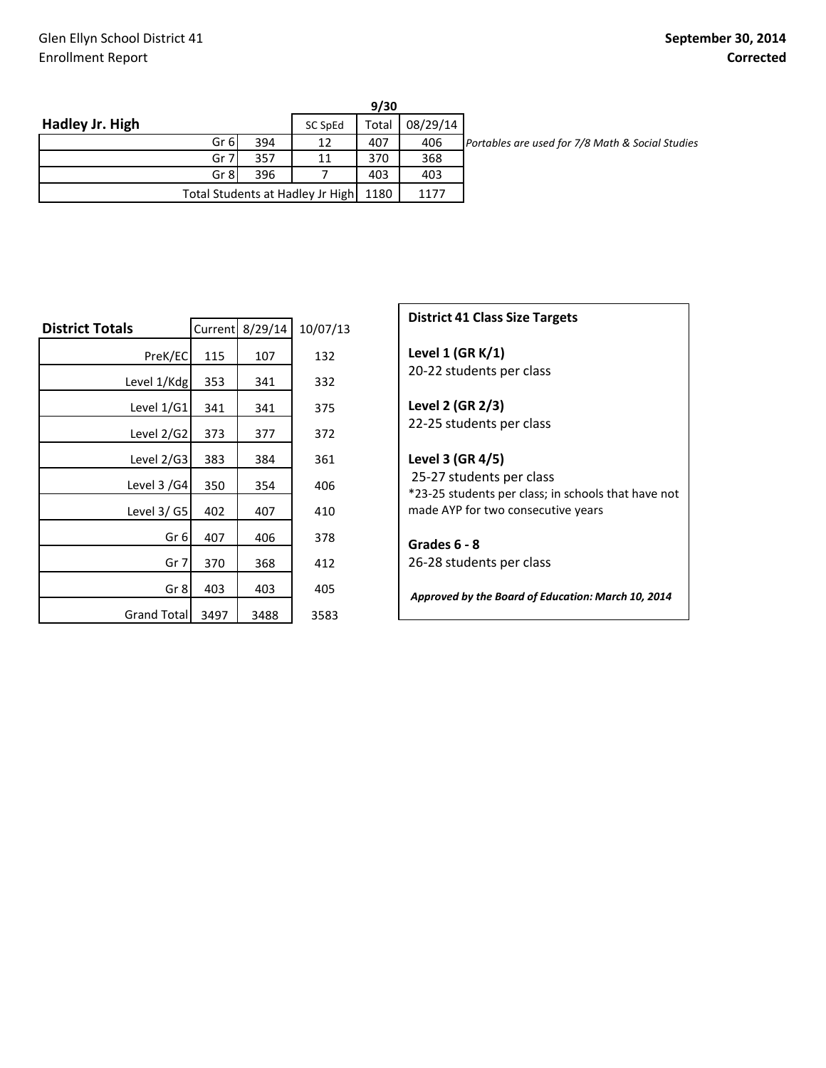Glen Ellyn School District 41
Enrollment Report

**September 30, 2014**
**Corrected**

| **Hadley Jr. High** | | SC SpEd | 9/30 Total | 08/29/14 |
|---|---|---|---|---|
| Gr 6 | 394 | 12 | 407 | 406 |
| Gr 7 | 357 | 11 | 370 | 368 |
| Gr 8 | 396 | 7 | 403 | 403 |
| Total Students at Hadley Jr High | | | 1180 | 1177 |

*Portables are used for 7/8 Math & Social Studies*

| **District Totals** | Current | 8/29/14 | 10/07/13 |
|---|---|---|---|
| PreK/EC | 115 | 107 | 132 |
| Level 1/Kdg | 353 | 341 | 332 |
| Level 1/G1 | 341 | 341 | 375 |
| Level 2/G2 | 373 | 377 | 372 |
| Level 2/G3 | 383 | 384 | 361 |
| Level 3 /G4 | 350 | 354 | 406 |
| Level 3/ G5 | 402 | 407 | 410 |
| Gr 6 | 407 | 406 | 378 |
| Gr 7 | 370 | 368 | 412 |
| Gr 8 | 403 | 403 | 405 |
| Grand Total | 3497 | 3488 | 3583 |

**District 41 Class Size Targets**

**Level 1 (GR K/1)**
20-22 students per class

**Level 2 (GR 2/3)**
22-25 students per class

**Level 3 (GR 4/5)**
25-27 students per class
*23-25 students per class; in schools that have not made AYP for two consecutive years

**Grades 6 - 8**
26-28 students per class

***Approved by the Board of Education: March 10, 2014***